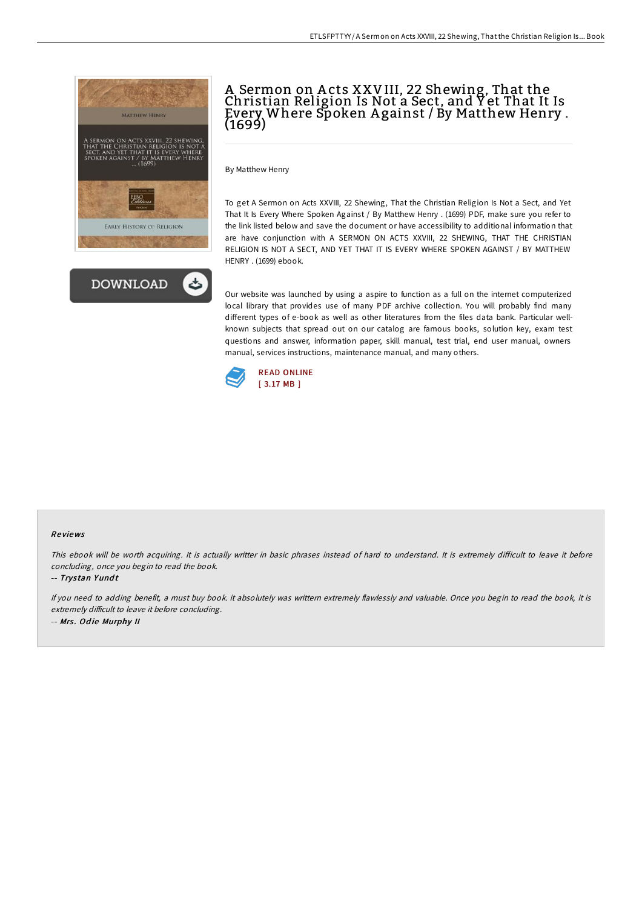# A Sermon on Acts XXVIII, 22 Shewing, That the Christian Religion Is Not a Sect, and Yet That It Is Every Where Spoken Against / By Matthew Henry . (1699)

By Matthew Henry

To get A Sermon on Acts XXVIII, 22 Shewing, That the Christian Religion Is Not a Sect, and Yet That It Is Every Where Spoken Against / By Matthew Henry . (1699) PDF, make sure you refer to the link listed below and save the document or have accessibility to additional information that are have conjunction with A SERMON ON ACTS XXVIII, 22 SHEWING, THAT THE CHRISTIAN RELIGION IS NOT A SECT, AND YET THAT IT IS EVERY WHERE SPOKEN AGAINST / BY MATTHEW HENRY . (1699) ebook.

Our website was launched by using a aspire to function as a full on the internet computerized local library that provides use of many PDF archive collection. You will probably find many different types of e-book as well as other literatures from the files data bank. Particular well-known subjects that spread out on our catalog are famous books, solution key, exam test questions and answer, information paper, skill manual, test trial, end user manual, owners manual, services instructions, maintenance manual, and many others.

READ ONLINE
[ 3.17 MB ]

## Reviews

*This ebook will be worth acquiring. It is actually writter in basic phrases instead of hard to understand. It is extremely difficult to leave it before concluding, once you begin to read the book.*

-- *Trystan Yundt*

*If you need to adding benefit, a must buy book. it absolutely was writtern extremely flawlessly and valuable. Once you begin to read the book, it is extremely difficult to leave it before concluding.*

-- *Mrs. Odie Murphy II*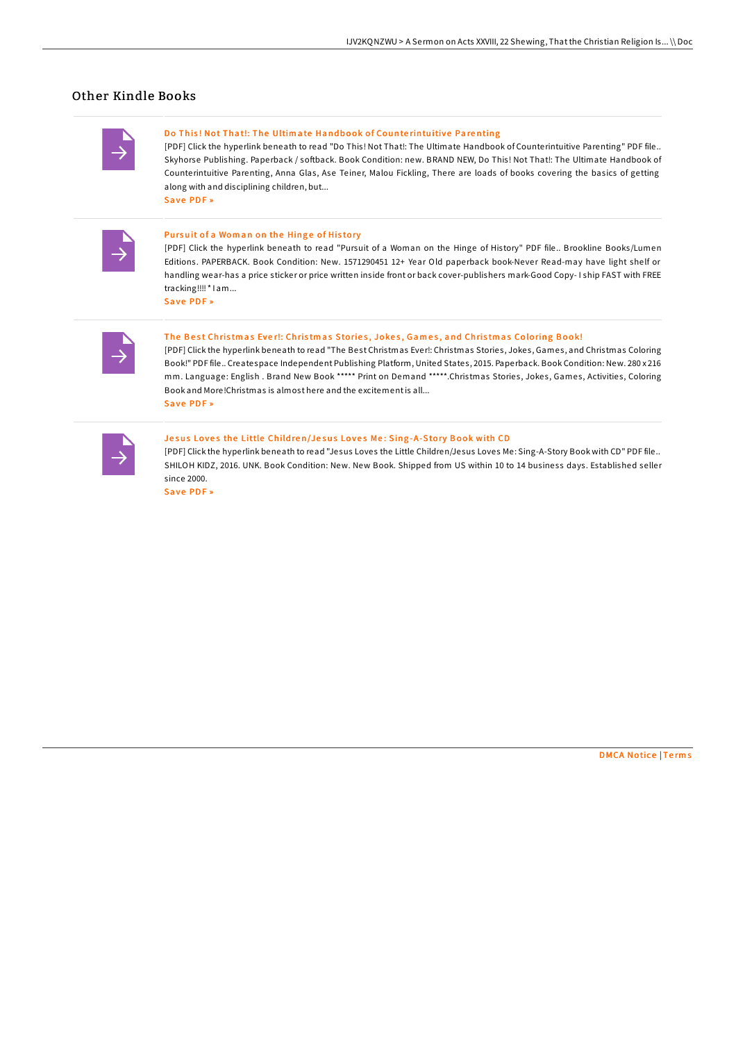## Other Kindle Books

### Do This! Not That!: The Ultimate Handbook of Counterintuitive Parenting

[PDF] Click the hyperlink beneath to read "Do This! Not That!: The Ultimate Handbook of Counterintuitive Parenting" PDF file.. Skyhorse Publishing. Paperback / softback. Book Condition: new. BRAND NEW, Do This! Not That!: The Ultimate Handbook of Counterintuitive Parenting, Anna Glas, Ase Teiner, Malou Fickling, There are loads of books covering the basics of getting along with and disciplining children, but...

Save PDF »

### Pursuit of a Woman on the Hinge of History

[PDF] Click the hyperlink beneath to read "Pursuit of a Woman on the Hinge of History" PDF file.. Brookline Books/Lumen Editions. PAPERBACK. Book Condition: New. 1571290451 12+ Year Old paperback book-Never Read-may have light shelf or handling wear-has a price sticker or price written inside front or back cover-publishers mark-Good Copy- I ship FAST with FREE tracking!!!! * I am...

Save PDF »

### The Best Christmas Ever!: Christmas Stories, Jokes, Games, and Christmas Coloring Book!

[PDF] Click the hyperlink beneath to read "The Best Christmas Ever!: Christmas Stories, Jokes, Games, and Christmas Coloring Book!" PDF file.. Createspace Independent Publishing Platform, United States, 2015. Paperback. Book Condition: New. 280 x 216 mm. Language: English . Brand New Book ***** Print on Demand *****.Christmas Stories, Jokes, Games, Activities, Coloring Book and More!Christmas is almost here and the excitement is all...

Save PDF »

### Jesus Loves the Little Children/Jesus Loves Me: Sing-A-Story Book with CD

[PDF] Click the hyperlink beneath to read "Jesus Loves the Little Children/Jesus Loves Me: Sing-A-Story Book with CD" PDF file.. SHILOH KIDZ, 2016. UNK. Book Condition: New. New Book. Shipped from US within 10 to 14 business days. Established seller since 2000.

Save PDF »

DMCA Notice | Terms